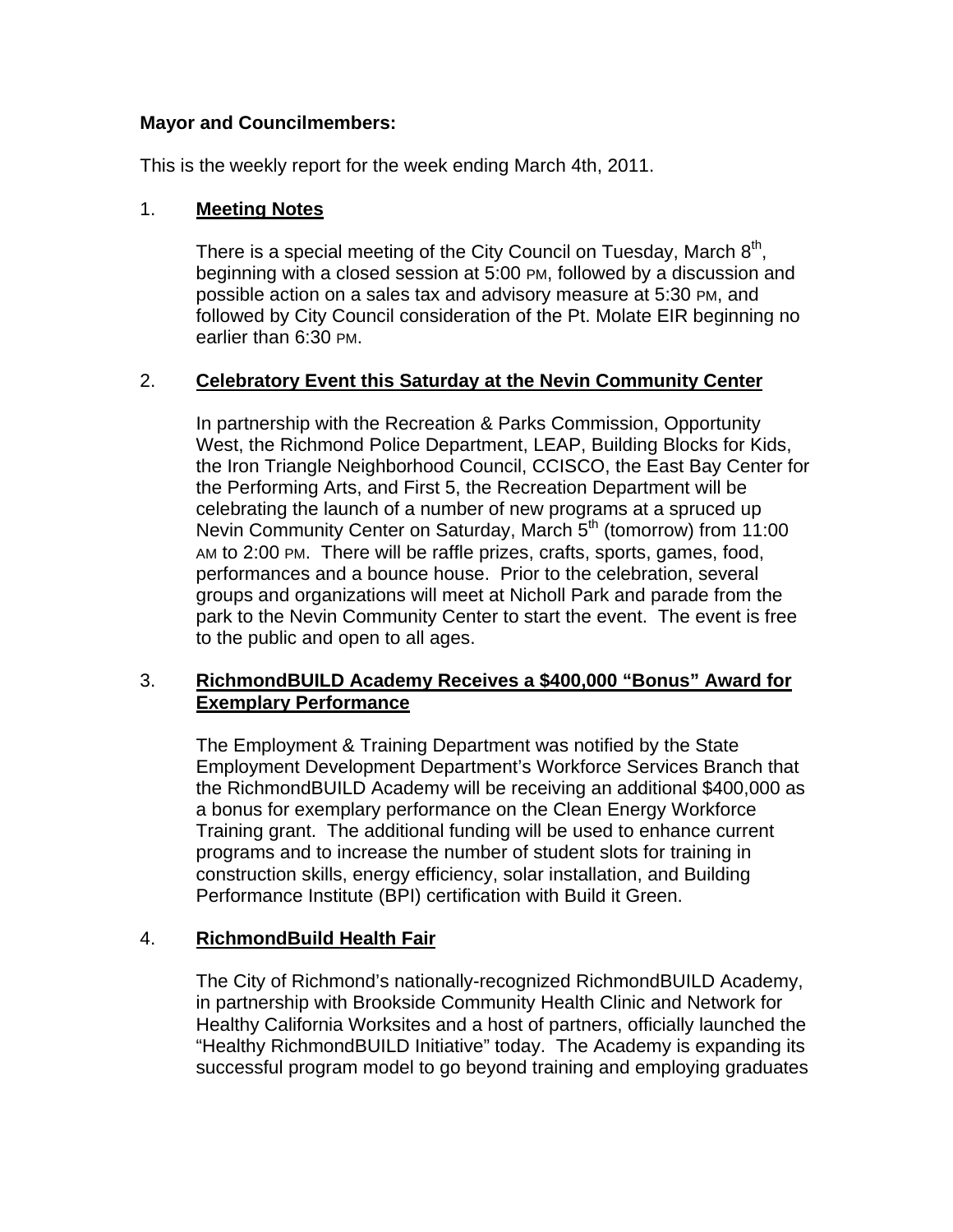**Mayor and Councilmembers:**

This is the weekly report for the week ending March 4th, 2011.

1. **Meeting Notes**

   There is a special meeting of the City Council on Tuesday, March 8th, beginning with a closed session at 5:00 PM, followed by a discussion and possible action on a sales tax and advisory measure at 5:30 PM, and followed by City Council consideration of the Pt. Molate EIR beginning no earlier than 6:30 PM.

2. **Celebratory Event this Saturday at the Nevin Community Center**

   In partnership with the Recreation & Parks Commission, Opportunity West, the Richmond Police Department, LEAP, Building Blocks for Kids, the Iron Triangle Neighborhood Council, CCISCO, the East Bay Center for the Performing Arts, and First 5, the Recreation Department will be celebrating the launch of a number of new programs at a spruced up Nevin Community Center on Saturday, March 5th (tomorrow) from 11:00 AM to 2:00 PM. There will be raffle prizes, crafts, sports, games, food, performances and a bounce house. Prior to the celebration, several groups and organizations will meet at Nicholl Park and parade from the park to the Nevin Community Center to start the event. The event is free to the public and open to all ages.

3. **RichmondBUILD Academy Receives a $400,000 "Bonus" Award for Exemplary Performance**

   The Employment & Training Department was notified by the State Employment Development Department's Workforce Services Branch that the RichmondBUILD Academy will be receiving an additional $400,000 as a bonus for exemplary performance on the Clean Energy Workforce Training grant. The additional funding will be used to enhance current programs and to increase the number of student slots for training in construction skills, energy efficiency, solar installation, and Building Performance Institute (BPI) certification with Build it Green.

4. **RichmondBuild Health Fair**

   The City of Richmond's nationally-recognized RichmondBUILD Academy, in partnership with Brookside Community Health Clinic and Network for Healthy California Worksites and a host of partners, officially launched the "Healthy RichmondBUILD Initiative" today. The Academy is expanding its successful program model to go beyond training and employing graduates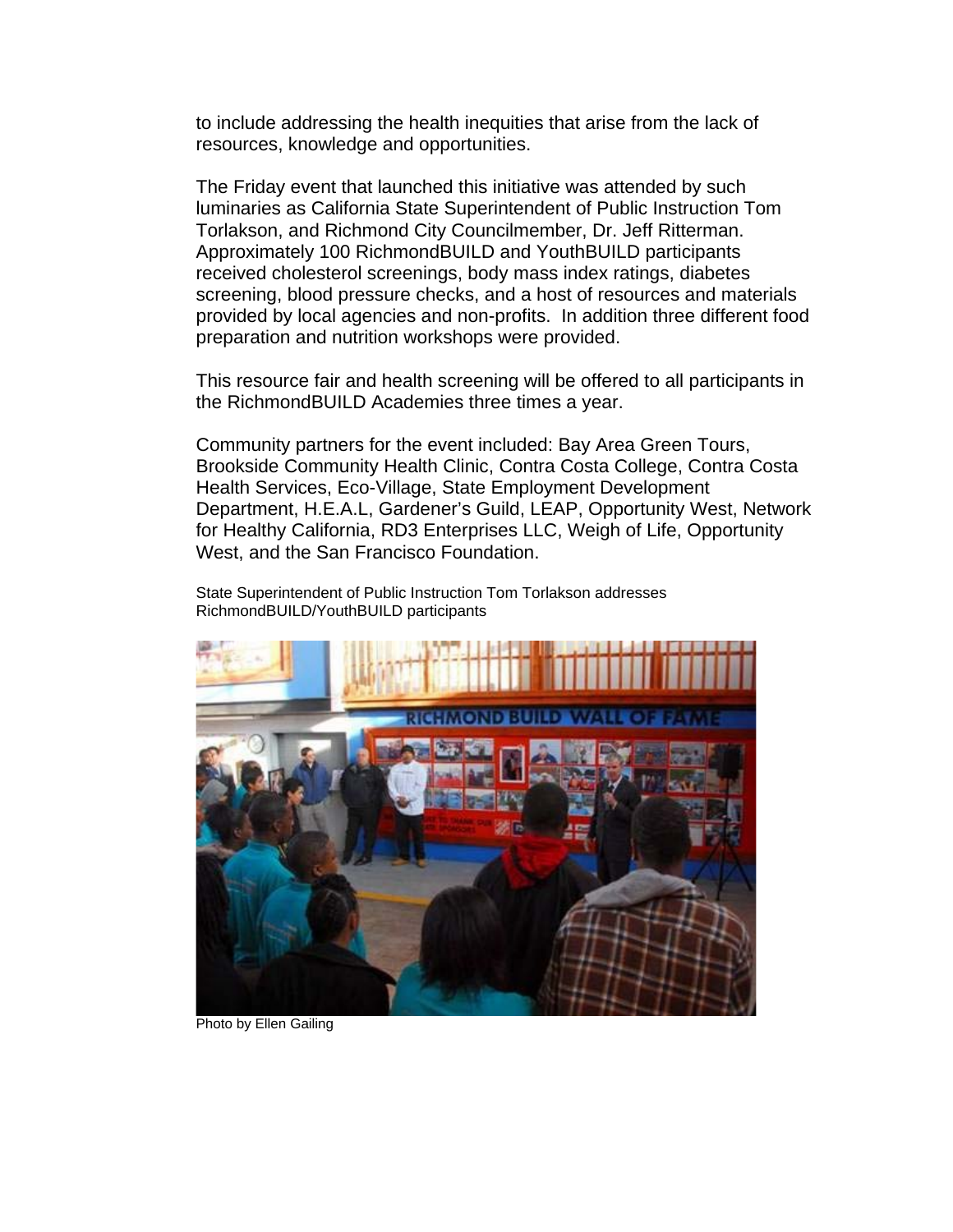to include addressing the health inequities that arise from the lack of resources, knowledge and opportunities.

The Friday event that launched this initiative was attended by such luminaries as California State Superintendent of Public Instruction Tom Torlakson, and Richmond City Councilmember, Dr. Jeff Ritterman. Approximately 100 RichmondBUILD and YouthBUILD participants received cholesterol screenings, body mass index ratings, diabetes screening, blood pressure checks, and a host of resources and materials provided by local agencies and non-profits.  In addition three different food preparation and nutrition workshops were provided.

This resource fair and health screening will be offered to all participants in the RichmondBUILD Academies three times a year.

Community partners for the event included: Bay Area Green Tours, Brookside Community Health Clinic, Contra Costa College, Contra Costa Health Services, Eco-Village, State Employment Development Department, H.E.A.L, Gardener's Guild, LEAP, Opportunity West, Network for Healthy California, RD3 Enterprises LLC, Weigh of Life, Opportunity West, and the San Francisco Foundation.

State Superintendent of Public Instruction Tom Torlakson addresses RichmondBUILD/YouthBUILD participants

Photo by Ellen Gailing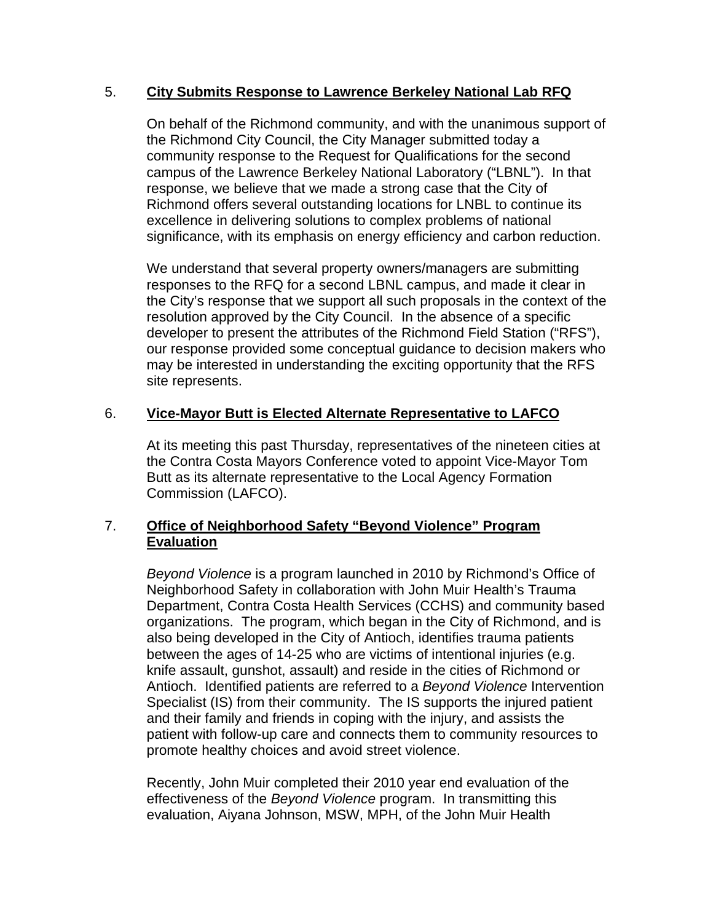5. **City Submits Response to Lawrence Berkeley National Lab RFQ**

On behalf of the Richmond community, and with the unanimous support of the Richmond City Council, the City Manager submitted today a community response to the Request for Qualifications for the second campus of the Lawrence Berkeley National Laboratory ("LBNL"). In that response, we believe that we made a strong case that the City of Richmond offers several outstanding locations for LNBL to continue its excellence in delivering solutions to complex problems of national significance, with its emphasis on energy efficiency and carbon reduction.

We understand that several property owners/managers are submitting responses to the RFQ for a second LBNL campus, and made it clear in the City's response that we support all such proposals in the context of the resolution approved by the City Council. In the absence of a specific developer to present the attributes of the Richmond Field Station ("RFS"), our response provided some conceptual guidance to decision makers who may be interested in understanding the exciting opportunity that the RFS site represents.

6. **Vice-Mayor Butt is Elected Alternate Representative to LAFCO**

At its meeting this past Thursday, representatives of the nineteen cities at the Contra Costa Mayors Conference voted to appoint Vice-Mayor Tom Butt as its alternate representative to the Local Agency Formation Commission (LAFCO).

7. **Office of Neighborhood Safety "Beyond Violence" Program Evaluation**

*Beyond Violence* is a program launched in 2010 by Richmond's Office of Neighborhood Safety in collaboration with John Muir Health's Trauma Department, Contra Costa Health Services (CCHS) and community based organizations. The program, which began in the City of Richmond, and is also being developed in the City of Antioch, identifies trauma patients between the ages of 14-25 who are victims of intentional injuries (e.g. knife assault, gunshot, assault) and reside in the cities of Richmond or Antioch. Identified patients are referred to a *Beyond Violence* Intervention Specialist (IS) from their community. The IS supports the injured patient and their family and friends in coping with the injury, and assists the patient with follow-up care and connects them to community resources to promote healthy choices and avoid street violence.

Recently, John Muir completed their 2010 year end evaluation of the effectiveness of the *Beyond Violence* program. In transmitting this evaluation, Aiyana Johnson, MSW, MPH, of the John Muir Health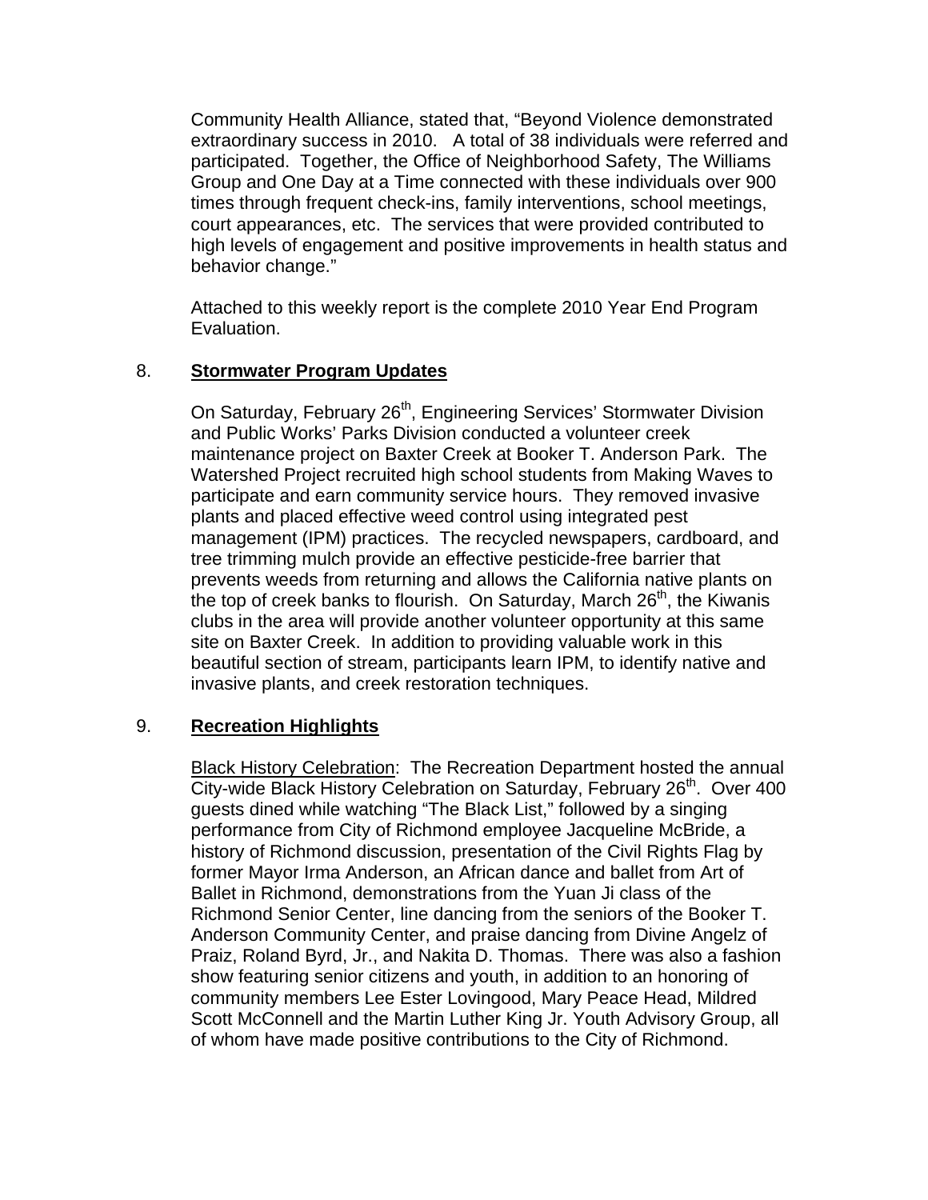Community Health Alliance, stated that, "Beyond Violence demonstrated extraordinary success in 2010. A total of 38 individuals were referred and participated. Together, the Office of Neighborhood Safety, The Williams Group and One Day at a Time connected with these individuals over 900 times through frequent check-ins, family interventions, school meetings, court appearances, etc. The services that were provided contributed to high levels of engagement and positive improvements in health status and behavior change."

Attached to this weekly report is the complete 2010 Year End Program Evaluation.

8. **Stormwater Program Updates**

On Saturday, February 26th, Engineering Services' Stormwater Division and Public Works' Parks Division conducted a volunteer creek maintenance project on Baxter Creek at Booker T. Anderson Park. The Watershed Project recruited high school students from Making Waves to participate and earn community service hours. They removed invasive plants and placed effective weed control using integrated pest management (IPM) practices. The recycled newspapers, cardboard, and tree trimming mulch provide an effective pesticide-free barrier that prevents weeds from returning and allows the California native plants on the top of creek banks to flourish. On Saturday, March 26th, the Kiwanis clubs in the area will provide another volunteer opportunity at this same site on Baxter Creek. In addition to providing valuable work in this beautiful section of stream, participants learn IPM, to identify native and invasive plants, and creek restoration techniques.

9. **Recreation Highlights**

Black History Celebration: The Recreation Department hosted the annual City-wide Black History Celebration on Saturday, February 26th. Over 400 guests dined while watching "The Black List," followed by a singing performance from City of Richmond employee Jacqueline McBride, a history of Richmond discussion, presentation of the Civil Rights Flag by former Mayor Irma Anderson, an African dance and ballet from Art of Ballet in Richmond, demonstrations from the Yuan Ji class of the Richmond Senior Center, line dancing from the seniors of the Booker T. Anderson Community Center, and praise dancing from Divine Angelz of Praiz, Roland Byrd, Jr., and Nakita D. Thomas. There was also a fashion show featuring senior citizens and youth, in addition to an honoring of community members Lee Ester Lovingood, Mary Peace Head, Mildred Scott McConnell and the Martin Luther King Jr. Youth Advisory Group, all of whom have made positive contributions to the City of Richmond.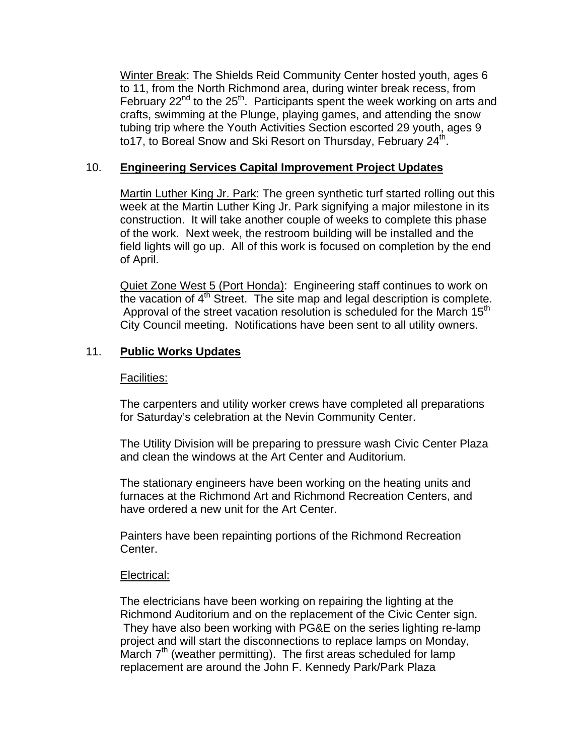Winter Break: The Shields Reid Community Center hosted youth, ages 6 to 11, from the North Richmond area, during winter break recess, from February 22nd to the 25th. Participants spent the week working on arts and crafts, swimming at the Plunge, playing games, and attending the snow tubing trip where the Youth Activities Section escorted 29 youth, ages 9 to17, to Boreal Snow and Ski Resort on Thursday, February 24th.

10. **Engineering Services Capital Improvement Project Updates**

Martin Luther King Jr. Park: The green synthetic turf started rolling out this week at the Martin Luther King Jr. Park signifying a major milestone in its construction. It will take another couple of weeks to complete this phase of the work. Next week, the restroom building will be installed and the field lights will go up. All of this work is focused on completion by the end of April.

Quiet Zone West 5 (Port Honda): Engineering staff continues to work on the vacation of 4th Street. The site map and legal description is complete. Approval of the street vacation resolution is scheduled for the March 15th City Council meeting. Notifications have been sent to all utility owners.

11. **Public Works Updates**

Facilities:

The carpenters and utility worker crews have completed all preparations for Saturday's celebration at the Nevin Community Center.

The Utility Division will be preparing to pressure wash Civic Center Plaza and clean the windows at the Art Center and Auditorium.

The stationary engineers have been working on the heating units and furnaces at the Richmond Art and Richmond Recreation Centers, and have ordered a new unit for the Art Center.

Painters have been repainting portions of the Richmond Recreation Center.

Electrical:

The electricians have been working on repairing the lighting at the Richmond Auditorium and on the replacement of the Civic Center sign. They have also been working with PG&E on the series lighting re-lamp project and will start the disconnections to replace lamps on Monday, March 7th (weather permitting). The first areas scheduled for lamp replacement are around the John F. Kennedy Park/Park Plaza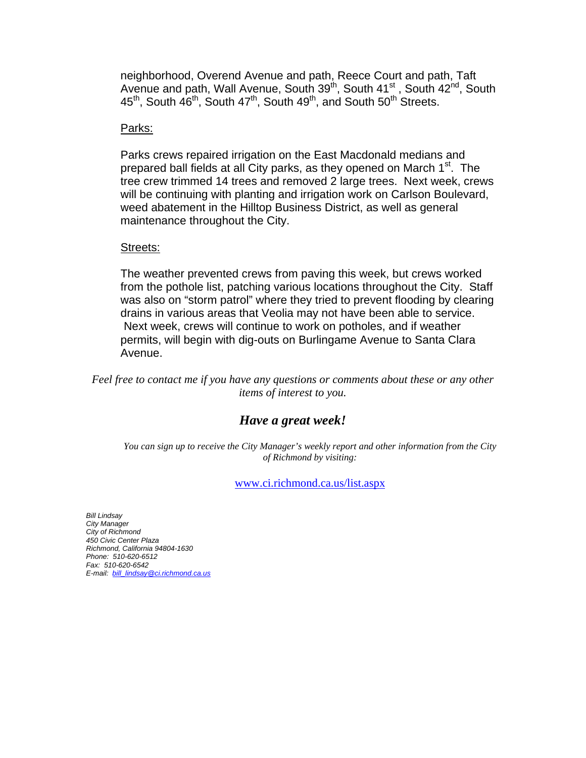neighborhood, Overend Avenue and path, Reece Court and path, Taft Avenue and path, Wall Avenue, South 39th, South 41st , South 42nd, South 45th, South 46th, South 47th, South 49th, and South 50th Streets.

Parks:

Parks crews repaired irrigation on the East Macdonald medians and prepared ball fields at all City parks, as they opened on March 1st. The tree crew trimmed 14 trees and removed 2 large trees. Next week, crews will be continuing with planting and irrigation work on Carlson Boulevard, weed abatement in the Hilltop Business District, as well as general maintenance throughout the City.

Streets:

The weather prevented crews from paving this week, but crews worked from the pothole list, patching various locations throughout the City. Staff was also on "storm patrol" where they tried to prevent flooding by clearing drains in various areas that Veolia may not have been able to service. Next week, crews will continue to work on potholes, and if weather permits, will begin with dig-outs on Burlingame Avenue to Santa Clara Avenue.

*Feel free to contact me if you have any questions or comments about these or any other items of interest to you.*

***Have a great week!***

*You can sign up to receive the City Manager's weekly report and other information from the City of Richmond by visiting:*

www.ci.richmond.ca.us/list.aspx

*Bill Lindsay*
*City Manager*
*City of Richmond*
*450 Civic Center Plaza*
*Richmond, California 94804-1630*
*Phone: 510-620-6512*
*Fax: 510-620-6542*
*E-mail: bill_lindsay@ci.richmond.ca.us*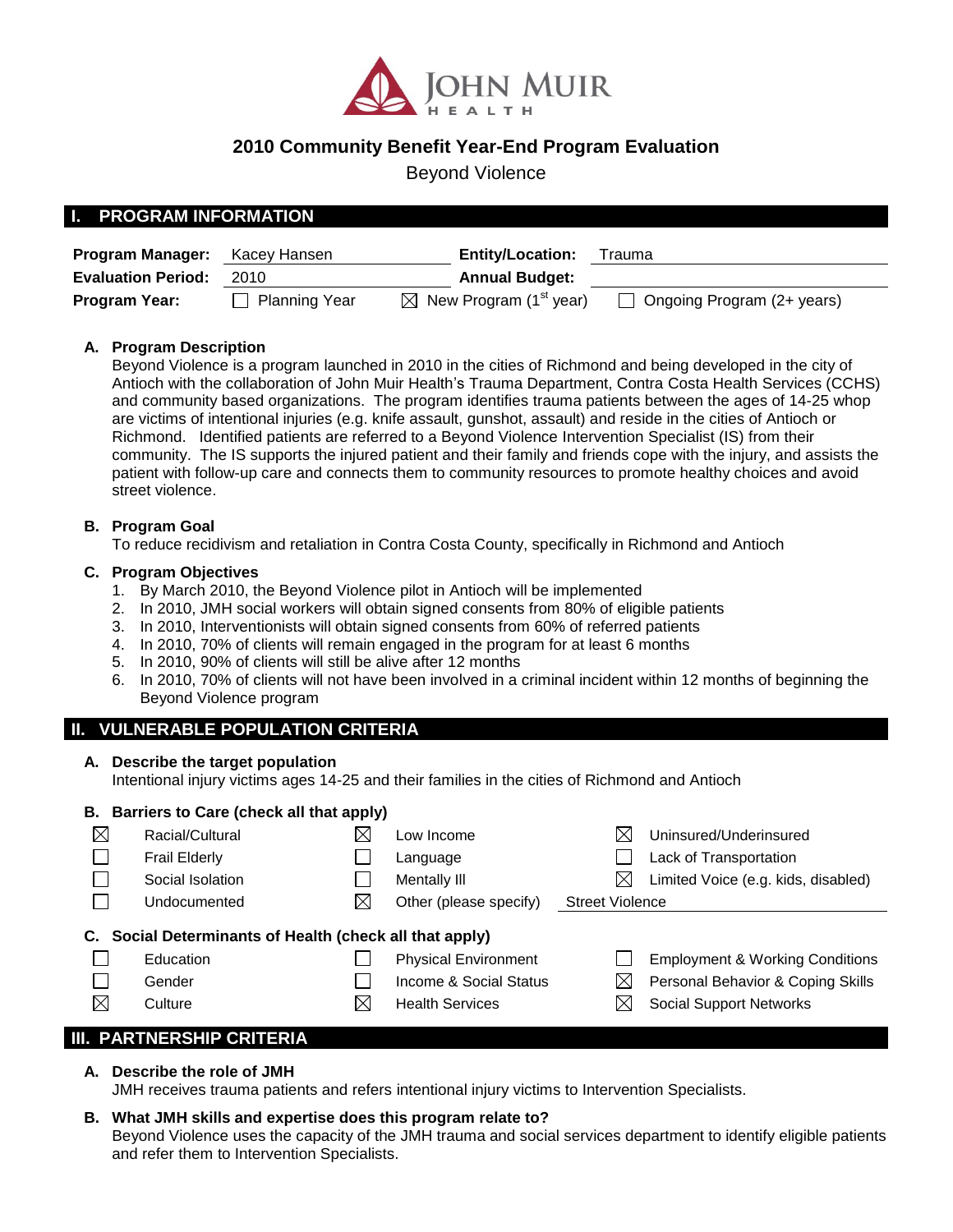# 2010 Community Benefit Year-End Program Evaluation

Beyond Violence

## I. PROGRAM INFORMATION

**Program Manager:** Kacey Hansen **Entity/Location:** Trauma

**Evaluation Period:** 2010 **Annual Budget:**

**Program Year:** ☐ Planning Year ☒ New Program (1st year) ☐ Ongoing Program (2+ years)

### A. Program Description

Beyond Violence is a program launched in 2010 in the cities of Richmond and being developed in the city of Antioch with the collaboration of John Muir Health's Trauma Department, Contra Costa Health Services (CCHS) and community based organizations. The program identifies trauma patients between the ages of 14-25 whop are victims of intentional injuries (e.g. knife assault, gunshot, assault) and reside in the cities of Antioch or Richmond. Identified patients are referred to a Beyond Violence Intervention Specialist (IS) from their community. The IS supports the injured patient and their family and friends cope with the injury, and assists the patient with follow-up care and connects them to community resources to promote healthy choices and avoid street violence.

### B. Program Goal

To reduce recidivism and retaliation in Contra Costa County, specifically in Richmond and Antioch

### C. Program Objectives

1. By March 2010, the Beyond Violence pilot in Antioch will be implemented
2. In 2010, JMH social workers will obtain signed consents from 80% of eligible patients
3. In 2010, Interventionists will obtain signed consents from 60% of referred patients
4. In 2010, 70% of clients will remain engaged in the program for at least 6 months
5. In 2010, 90% of clients will still be alive after 12 months
6. In 2010, 70% of clients will not have been involved in a criminal incident within 12 months of beginning the Beyond Violence program

## II. VULNERABLE POPULATION CRITERIA

### A. Describe the target population

Intentional injury victims ages 14-25 and their families in the cities of Richmond and Antioch

### B. Barriers to Care (check all that apply)

| | | |
|---|---|---|
| ☒ Racial/Cultural | ☒ Low Income | ☒ Uninsured/Underinsured |
| ☐ Frail Elderly | ☐ Language | ☐ Lack of Transportation |
| ☐ Social Isolation | ☐ Mentally Ill | ☒ Limited Voice (e.g. kids, disabled) |
| ☐ Undocumented | ☒ Other (please specify) | Street Violence |

### C. Social Determinants of Health (check all that apply)

| | | |
|---|---|---|
| ☐ Education | ☐ Physical Environment | ☐ Employment & Working Conditions |
| ☐ Gender | ☐ Income & Social Status | ☒ Personal Behavior & Coping Skills |
| ☒ Culture | ☒ Health Services | ☒ Social Support Networks |

## III. PARTNERSHIP CRITERIA

### A. Describe the role of JMH

JMH receives trauma patients and refers intentional injury victims to Intervention Specialists.

### B. What JMH skills and expertise does this program relate to?

Beyond Violence uses the capacity of the JMH trauma and social services department to identify eligible patients and refer them to Intervention Specialists.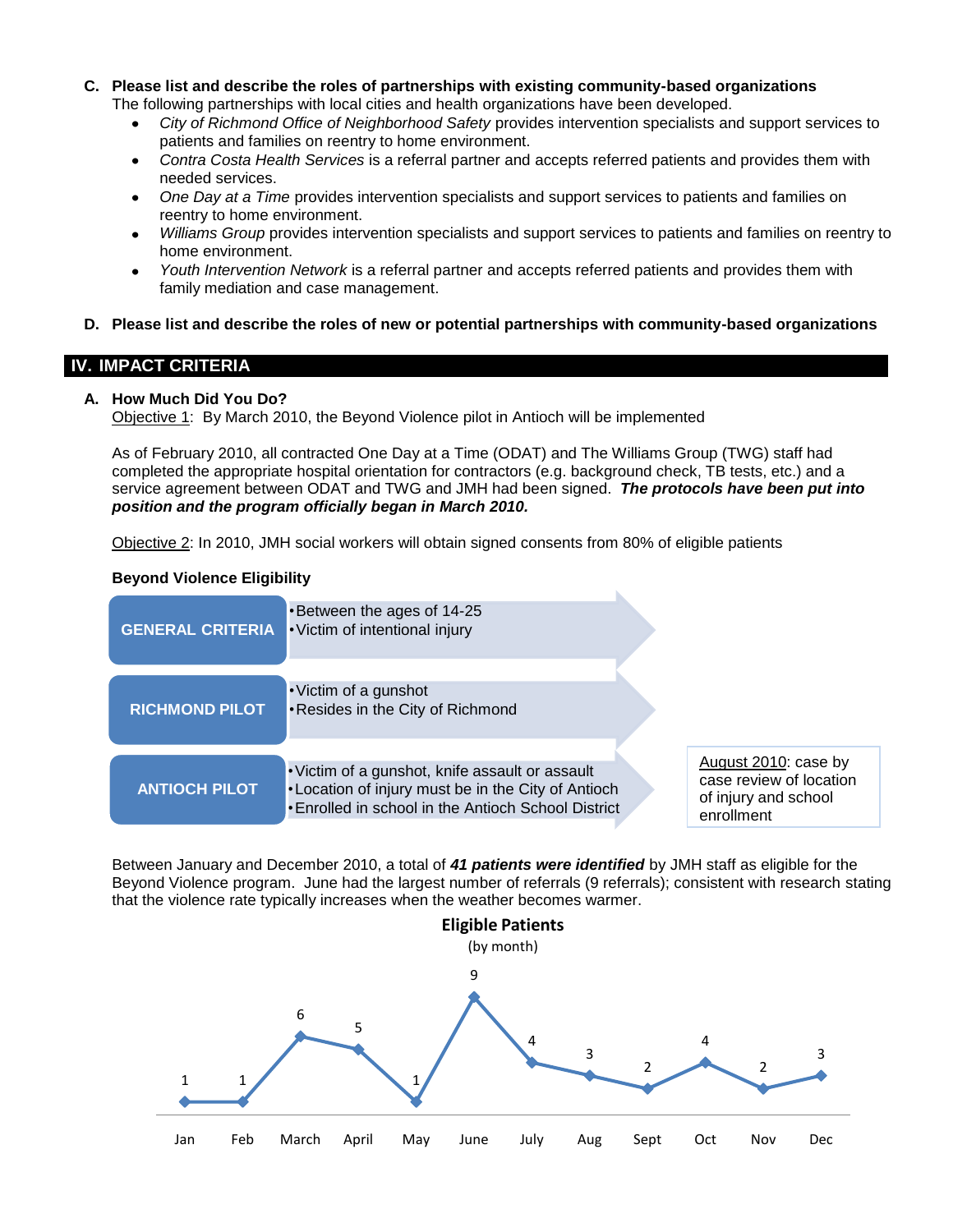**C. Please list and describe the roles of partnerships with existing community-based organizations**

The following partnerships with local cities and health organizations have been developed.

- *City of Richmond Office of Neighborhood Safety* provides intervention specialists and support services to patients and families on reentry to home environment.
- *Contra Costa Health Services* is a referral partner and accepts referred patients and provides them with needed services.
- *One Day at a Time* provides intervention specialists and support services to patients and families on reentry to home environment.
- *Williams Group* provides intervention specialists and support services to patients and families on reentry to home environment.
- *Youth Intervention Network* is a referral partner and accepts referred patients and provides them with family mediation and case management.

**D. Please list and describe the roles of new or potential partnerships with community-based organizations**

## IV. IMPACT CRITERIA

### A. How Much Did You Do?

Objective 1: By March 2010, the Beyond Violence pilot in Antioch will be implemented

As of February 2010, all contracted One Day at a Time (ODAT) and The Williams Group (TWG) staff had completed the appropriate hospital orientation for contractors (e.g. background check, TB tests, etc.) and a service agreement between ODAT and TWG and JMH had been signed. ***The protocols have been put into position and the program officially began in March 2010.***

Objective 2: In 2010, JMH social workers will obtain signed consents from 80% of eligible patients

**Beyond Violence Eligibility**

| | |
|---|---|
| GENERAL CRITERIA | • Between the ages of 14-25<br>• Victim of intentional injury |
| RICHMOND PILOT | • Victim of a gunshot<br>• Resides in the City of Richmond |
| ANTIOCH PILOT | • Victim of a gunshot, knife assault or assault<br>• Location of injury must be in the City of Antioch<br>• Enrolled in school in the Antioch School District |

August 2010: case by case review of location of injury and school enrollment

Between January and December 2010, a total of ***41 patients were identified*** by JMH staff as eligible for the Beyond Violence program. June had the largest number of referrals (9 referrals); consistent with research stating that the violence rate typically increases when the weather becomes warmer.

**Eligible Patients**
(by month)

| Jan | Feb | March | April | May | June | July | Aug | Sept | Oct | Nov | Dec |
|---|---|---|---|---|---|---|---|---|---|---|---|
| 1 | 1 | 6 | 5 | 1 | 9 | 4 | 3 | 2 | 4 | 2 | 3 |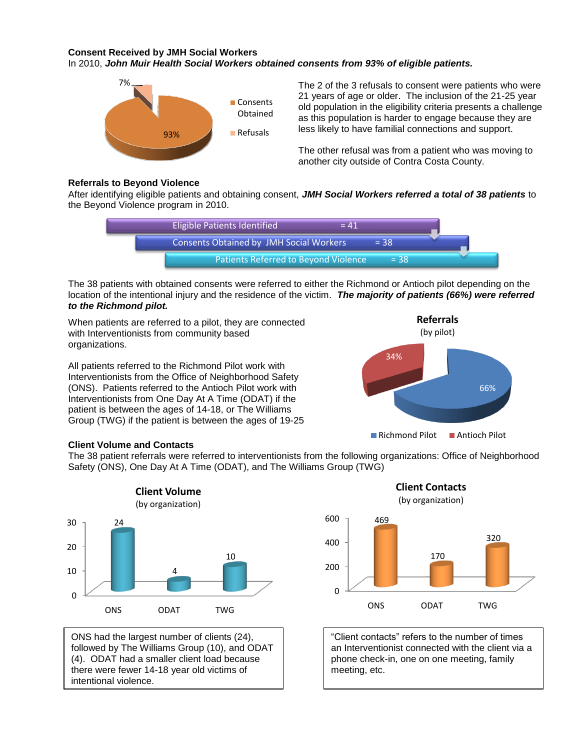**Consent Received by JMH Social Workers**

In 2010, ***John Muir Health Social Workers obtained consents from 93% of eligible patients.***

7%

93%

Consents Obtained

Refusals

The 2 of the 3 refusals to consent were patients who were 21 years of age or older. The inclusion of the 21-25 year old population in the eligibility criteria presents a challenge as this population is harder to engage because they are less likely to have familial connections and support.

The other refusal was from a patient who was moving to another city outside of Contra Costa County.

**Referrals to Beyond Violence**

After identifying eligible patients and obtaining consent, ***JMH Social Workers referred a total of 38 patients*** to the Beyond Violence program in 2010.

Eligible Patients Identified = 41

Consents Obtained by JMH Social Workers = 38

Patients Referred to Beyond Violence = 38

The 38 patients with obtained consents were referred to either the Richmond or Antioch pilot depending on the location of the intentional injury and the residence of the victim. ***The majority of patients (66%) were referred to the Richmond pilot.***

When patients are referred to a pilot, they are connected with Interventionists from community based organizations.

All patients referred to the Richmond Pilot work with Interventionists from the Office of Neighborhood Safety (ONS). Patients referred to the Antioch Pilot work with Interventionists from One Day At A Time (ODAT) if the patient is between the ages of 14-18, or The Williams Group (TWG) if the patient is between the ages of 19-25

**Referrals**
(by pilot)

34%

66%

Richmond Pilot | Antioch Pilot

**Client Volume and Contacts**

The 38 patient referrals were referred to interventionists from the following organizations: Office of Neighborhood Safety (ONS), One Day At A Time (ODAT), and The Williams Group (TWG)

**Client Volume**
(by organization)

| Organization | Client Volume |
|---|---|
| ONS | 24 |
| ODAT | 4 |
| TWG | 10 |

**Client Contacts**
(by organization)

| Organization | Client Contacts |
|---|---|
| ONS | 469 |
| ODAT | 170 |
| TWG | 320 |

ONS had the largest number of clients (24), followed by The Williams Group (10), and ODAT (4). ODAT had a smaller client load because there were fewer 14-18 year old victims of intentional violence.

"Client contacts" refers to the number of times an Interventionist connected with the client via a phone check-in, one on one meeting, family meeting, etc.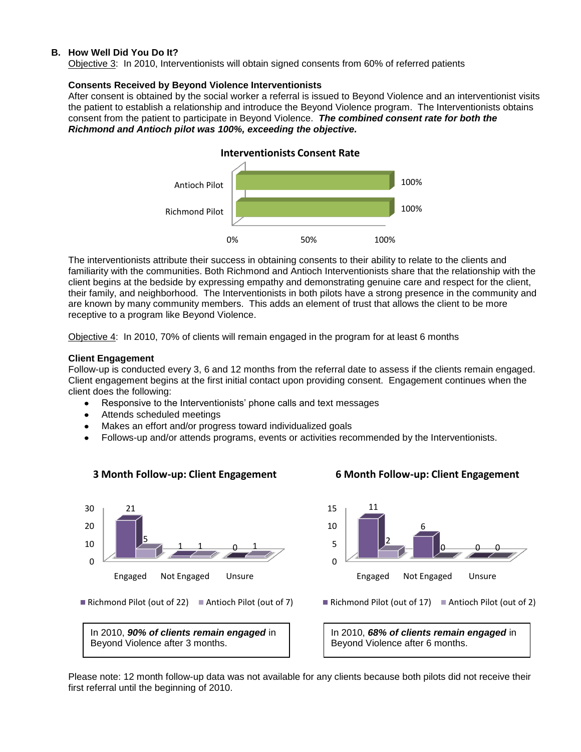## B. How Well Did You Do It?

Objective 3: In 2010, Interventionists will obtain signed consents from 60% of referred patients

### Consents Received by Beyond Violence Interventionists

After consent is obtained by the social worker a referral is issued to Beyond Violence and an interventionist visits the patient to establish a relationship and introduce the Beyond Violence program. The Interventionists obtains consent from the patient to participate in Beyond Violence. ***The combined consent rate for both the Richmond and Antioch pilot was 100%, exceeding the objective.***

**Interventionists Consent Rate**

| | Consent Rate |
|---|---|
| Antioch Pilot | 100% |
| Richmond Pilot | 100% |

The interventionists attribute their success in obtaining consents to their ability to relate to the clients and familiarity with the communities. Both Richmond and Antioch Interventionists share that the relationship with the client begins at the bedside by expressing empathy and demonstrating genuine care and respect for the client, their family, and neighborhood. The Interventionists in both pilots have a strong presence in the community and are known by many community members. This adds an element of trust that allows the client to be more receptive to a program like Beyond Violence.

Objective 4: In 2010, 70% of clients will remain engaged in the program for at least 6 months

### Client Engagement

Follow-up is conducted every 3, 6 and 12 months from the referral date to assess if the clients remain engaged. Client engagement begins at the first initial contact upon providing consent. Engagement continues when the client does the following:

- Responsive to the Interventionists' phone calls and text messages
- Attends scheduled meetings
- Makes an effort and/or progress toward individualized goals
- Follows-up and/or attends programs, events or activities recommended by the Interventionists.

**3 Month Follow-up: Client Engagement**

| | Engaged | Not Engaged | Unsure |
|---|---|---|---|
| Richmond Pilot (out of 22) | 21 | 1 | 0 |
| Antioch Pilot (out of 7) | 5 | 1 | 1 |

In 2010, ***90% of clients remain engaged*** in Beyond Violence after 3 months.

**6 Month Follow-up: Client Engagement**

| | Engaged | Not Engaged | Unsure |
|---|---|---|---|
| Richmond Pilot (out of 17) | 11 | 6 | 0 |
| Antioch Pilot (out of 2) | 2 | 0 | 0 |

In 2010, ***68% of clients remain engaged*** in Beyond Violence after 6 months.

Please note: 12 month follow-up data was not available for any clients because both pilots did not receive their first referral until the beginning of 2010.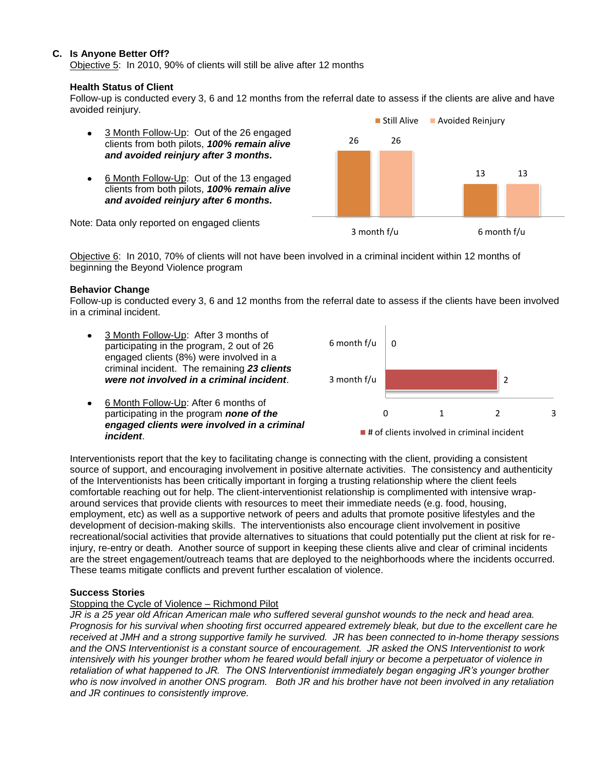## C. Is Anyone Better Off?

Objective 5: In 2010, 90% of clients will still be alive after 12 months

### Health Status of Client

Follow-up is conducted every 3, 6 and 12 months from the referral date to assess if the clients are alive and have avoided reinjury.

- 3 Month Follow-Up: Out of the 26 engaged clients from both pilots, ***100% remain alive and avoided reinjury after 3 months.***
- 6 Month Follow-Up: Out of the 13 engaged clients from both pilots, ***100% remain alive and avoided reinjury after 6 months.***

Note: Data only reported on engaged clients

| | Still Alive | Avoided Reinjury |
|---|---|---|
| 3 month f/u | 26 | 26 |
| 6 month f/u | 13 | 13 |

Objective 6: In 2010, 70% of clients will not have been involved in a criminal incident within 12 months of beginning the Beyond Violence program

### Behavior Change

Follow-up is conducted every 3, 6 and 12 months from the referral date to assess if the clients have been involved in a criminal incident.

- 3 Month Follow-Up: After 3 months of participating in the program, 2 out of 26 engaged clients (8%) were involved in a criminal incident. The remaining ***23 clients were not involved in a criminal incident***.
- 6 Month Follow-Up: After 6 months of participating in the program ***none of the engaged clients were involved in a criminal incident***.

| | # of clients involved in criminal incident |
|---|---|
| 6 month f/u | 0 |
| 3 month f/u | 2 |

Interventionists report that the key to facilitating change is connecting with the client, providing a consistent source of support, and encouraging involvement in positive alternate activities. The consistency and authenticity of the Interventionists has been critically important in forging a trusting relationship where the client feels comfortable reaching out for help. The client-interventionist relationship is complimented with intensive wrap-around services that provide clients with resources to meet their immediate needs (e.g. food, housing, employment, etc) as well as a supportive network of peers and adults that promote positive lifestyles and the development of decision-making skills. The interventionists also encourage client involvement in positive recreational/social activities that provide alternatives to situations that could potentially put the client at risk for re-injury, re-entry or death. Another source of support in keeping these clients alive and clear of criminal incidents are the street engagement/outreach teams that are deployed to the neighborhoods where the incidents occurred. These teams mitigate conflicts and prevent further escalation of violence.

### Success Stories

Stopping the Cycle of Violence – Richmond Pilot

*JR is a 25 year old African American male who suffered several gunshot wounds to the neck and head area. Prognosis for his survival when shooting first occurred appeared extremely bleak, but due to the excellent care he received at JMH and a strong supportive family he survived. JR has been connected to in-home therapy sessions and the ONS Interventionist is a constant source of encouragement. JR asked the ONS Interventionist to work intensively with his younger brother whom he feared would befall injury or become a perpetuator of violence in retaliation of what happened to JR. The ONS Interventionist immediately began engaging JR's younger brother who is now involved in another ONS program. Both JR and his brother have not been involved in any retaliation and JR continues to consistently improve.*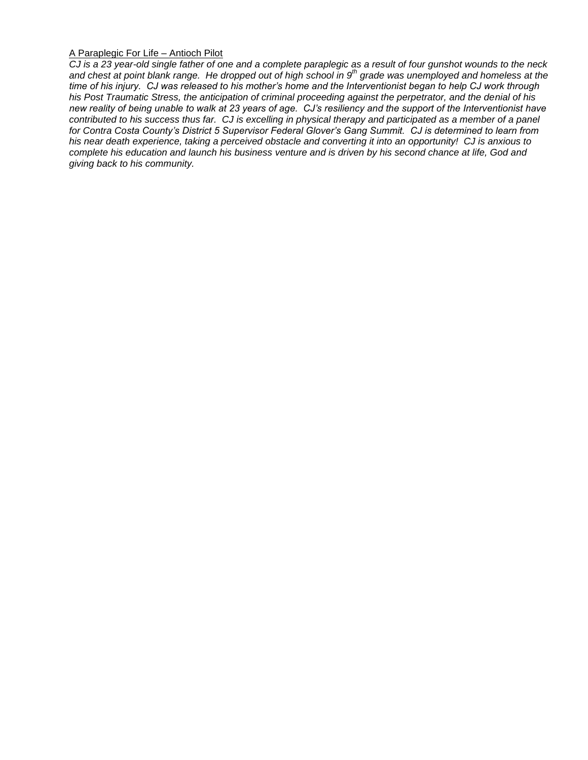A Paraplegic For Life – Antioch Pilot

*CJ is a 23 year-old single father of one and a complete paraplegic as a result of four gunshot wounds to the neck and chest at point blank range. He dropped out of high school in 9th grade was unemployed and homeless at the time of his injury. CJ was released to his mother's home and the Interventionist began to help CJ work through his Post Traumatic Stress, the anticipation of criminal proceeding against the perpetrator, and the denial of his new reality of being unable to walk at 23 years of age. CJ's resiliency and the support of the Interventionist have contributed to his success thus far. CJ is excelling in physical therapy and participated as a member of a panel for Contra Costa County's District 5 Supervisor Federal Glover's Gang Summit. CJ is determined to learn from his near death experience, taking a perceived obstacle and converting it into an opportunity! CJ is anxious to complete his education and launch his business venture and is driven by his second chance at life, God and giving back to his community.*